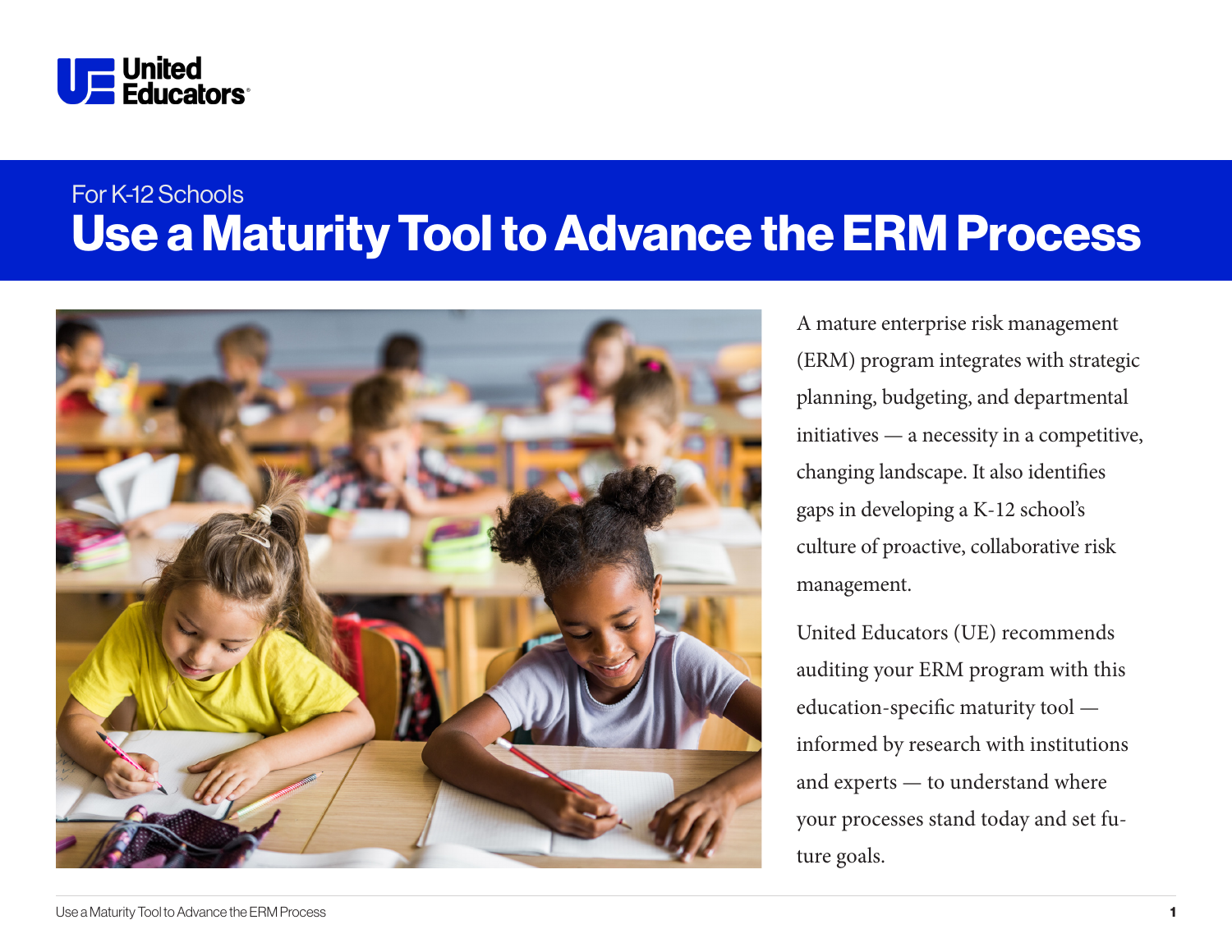United Educators

For K-12 Schools

# Use a Maturity Tool to Advance the ERM Process

A mature enterprise risk management (ERM) program integrates with strategic planning, budgeting, and departmental initiatives — a necessity in a competitive, changing landscape. It also identifies gaps in developing a K-12 school's culture of proactive, collaborative risk management.

United Educators (UE) recommends auditing your ERM program with this education-specific maturity tool — informed by research with institutions and experts — to understand where your processes stand today and set future goals.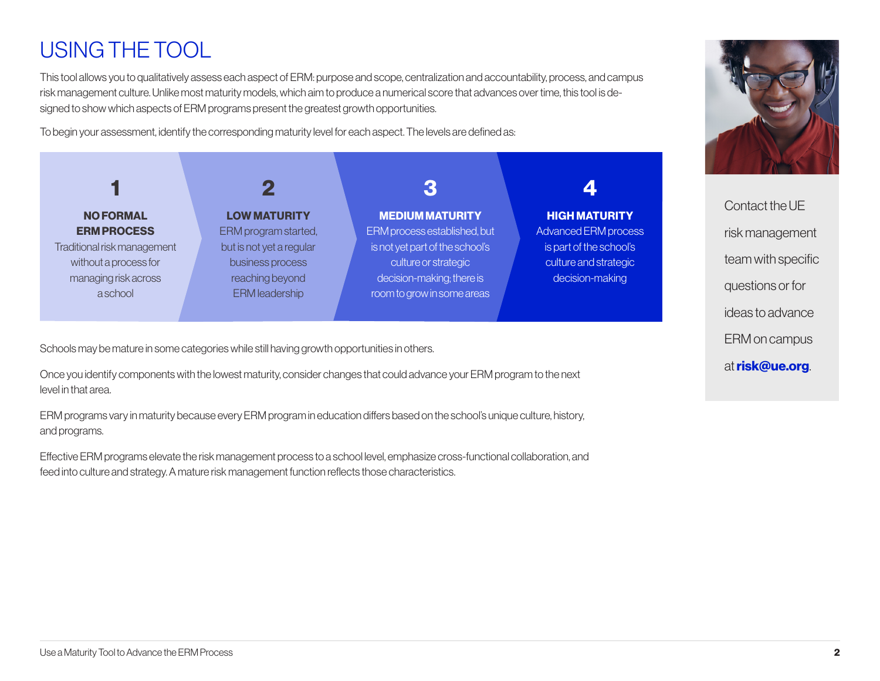# USING THE TOOL

This tool allows you to qualitatively assess each aspect of ERM: purpose and scope, centralization and accountability, process, and campus risk management culture. Unlike most maturity models, which aim to produce a numerical score that advances over time, this tool is designed to show which aspects of ERM programs present the greatest growth opportunities.

To begin your assessment, identify the corresponding maturity level for each aspect. The levels are defined as:

**1 — NO FORMAL ERM PROCESS**
Traditional risk management without a process for managing risk across a school

**2 — LOW MATURITY**
ERM program started, but is not yet a regular business process reaching beyond ERM leadership

**3 — MEDIUM MATURITY**
ERM process established, but is not yet part of the school's culture or strategic decision-making; there is room to grow in some areas

**4 — HIGH MATURITY**
Advanced ERM process is part of the school's culture and strategic decision-making

Schools may be mature in some categories while still having growth opportunities in others.

Once you identify components with the lowest maturity, consider changes that could advance your ERM program to the next level in that area.

ERM programs vary in maturity because every ERM program in education differs based on the school's unique culture, history, and programs.

Effective ERM programs elevate the risk management process to a school level, emphasize cross-functional collaboration, and feed into culture and strategy. A mature risk management function reflects those characteristics.

Contact the UE risk management team with specific questions or for ideas to advance ERM on campus at **risk@ue.org**.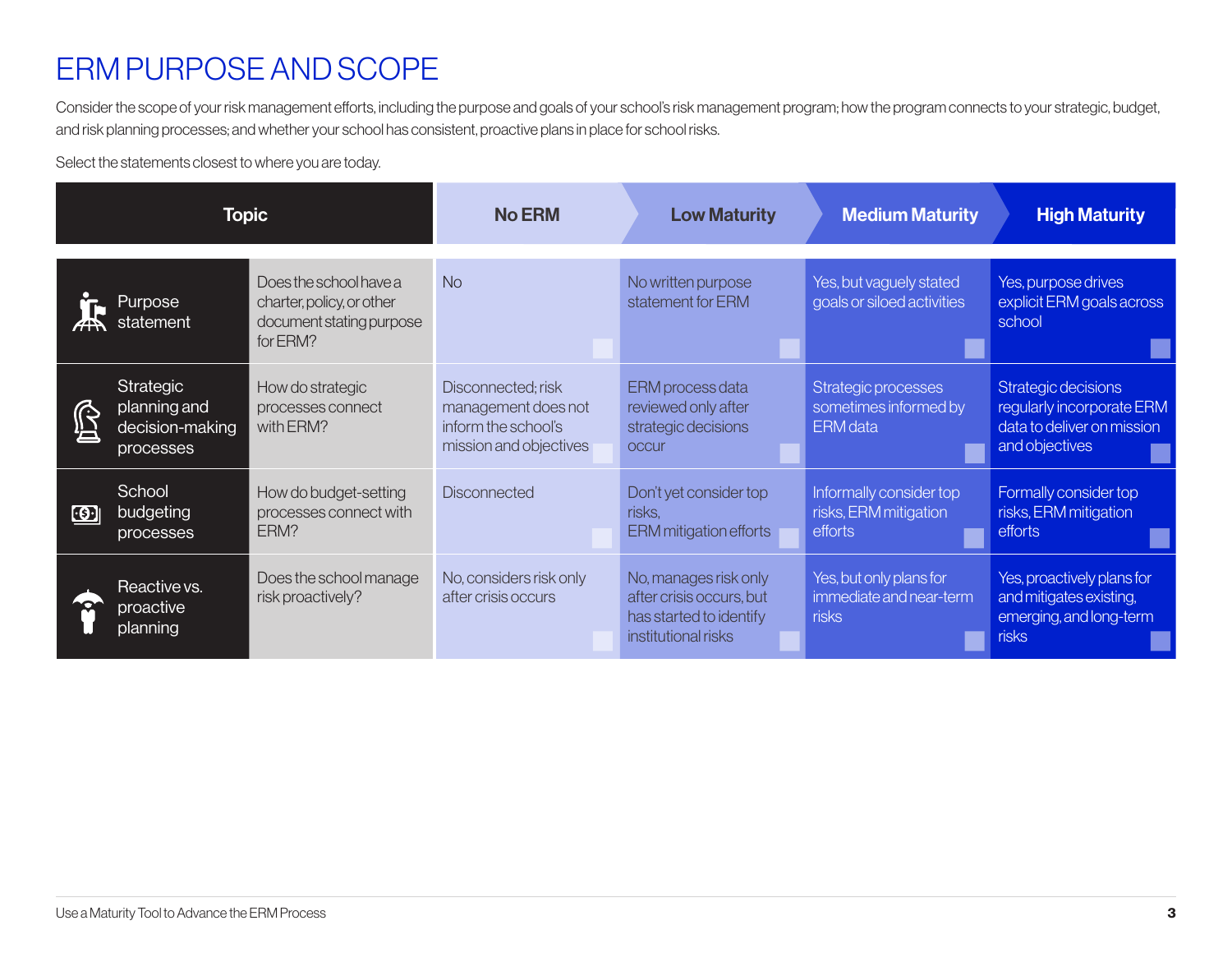# ERM PURPOSE AND SCOPE

Consider the scope of your risk management efforts, including the purpose and goals of your school's risk management program; how the program connects to your strategic, budget, and risk planning processes; and whether your school has consistent, proactive plans in place for school risks.

Select the statements closest to where you are today.

| Topic | | No ERM | Low Maturity | Medium Maturity | High Maturity |
|---|---|---|---|---|---|
| Purpose statement | Does the school have a charter, policy, or other document stating purpose for ERM? | No | No written purpose statement for ERM | Yes, but vaguely stated goals or siloed activities | Yes, purpose drives explicit ERM goals across school |
| Strategic planning and decision-making processes | How do strategic processes connect with ERM? | Disconnected; risk management does not inform the school's mission and objectives | ERM process data reviewed only after strategic decisions occur | Strategic processes sometimes informed by ERM data | Strategic decisions regularly incorporate ERM data to deliver on mission and objectives |
| School budgeting processes | How do budget-setting processes connect with ERM? | Disconnected | Don't yet consider top risks, ERM mitigation efforts | Informally consider top risks, ERM mitigation efforts | Formally consider top risks, ERM mitigation efforts |
| Reactive vs. proactive planning | Does the school manage risk proactively? | No, considers risk only after crisis occurs | No, manages risk only after crisis occurs, but has started to identify institutional risks | Yes, but only plans for immediate and near-term risks | Yes, proactively plans for and mitigates existing, emerging, and long-term risks |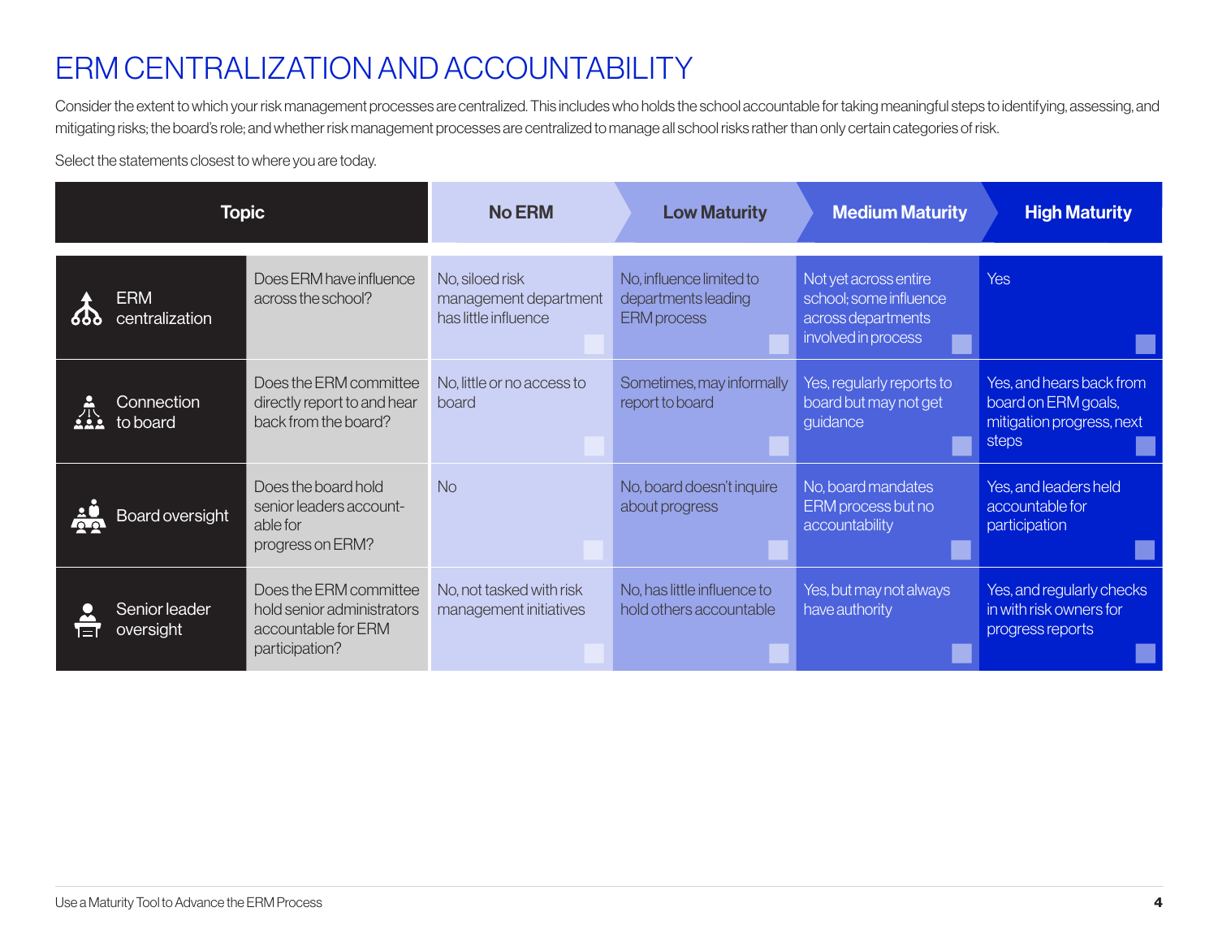# ERM CENTRALIZATION AND ACCOUNTABILITY

Consider the extent to which your risk management processes are centralized. This includes who holds the school accountable for taking meaningful steps to identifying, assessing, and mitigating risks; the board's role; and whether risk management processes are centralized to manage all school risks rather than only certain categories of risk.

Select the statements closest to where you are today.

| Topic | | No ERM | Low Maturity | Medium Maturity | High Maturity |
|---|---|---|---|---|---|
| ERM centralization | Does ERM have influence across the school? | No, siloed risk management department has little influence ☐ | No, influence limited to departments leading ERM process ☐ | Not yet across entire school; some influence across departments involved in process ☐ | Yes ☐ |
| Connection to board | Does the ERM committee directly report to and hear back from the board? | No, little or no access to board ☐ | Sometimes, may informally report to board ☐ | Yes, regularly reports to board but may not get guidance ☐ | Yes, and hears back from board on ERM goals, mitigation progress, next steps ☐ |
| Board oversight | Does the board hold senior leaders account-able for progress on ERM? | No ☐ | No, board doesn't inquire about progress ☐ | No, board mandates ERM process but no accountability ☐ | Yes, and leaders held accountable for participation ☐ |
| Senior leader oversight | Does the ERM committee hold senior administrators accountable for ERM participation? | No, not tasked with risk management initiatives ☐ | No, has little influence to hold others accountable ☐ | Yes, but may not always have authority ☐ | Yes, and regularly checks in with risk owners for progress reports ☐ |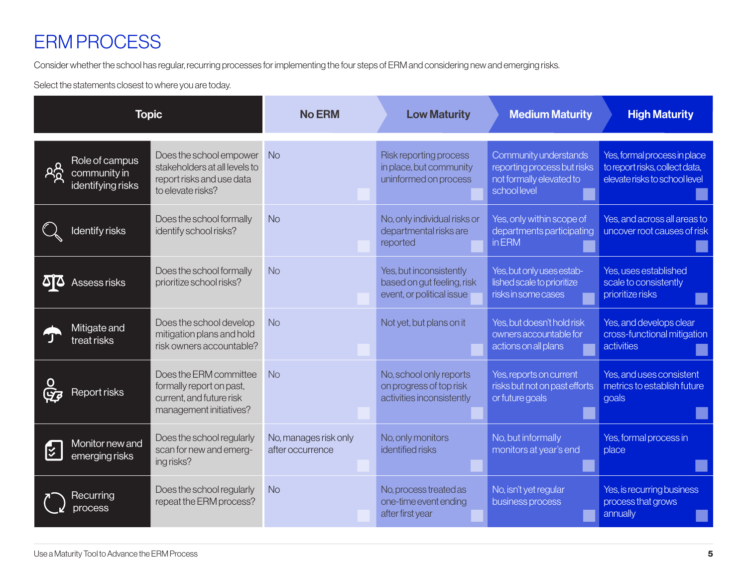# ERM PROCESS

Consider whether the school has regular, recurring processes for implementing the four steps of ERM and considering new and emerging risks.

Select the statements closest to where you are today.

| Topic | | No ERM | Low Maturity | Medium Maturity | High Maturity |
|---|---|---|---|---|---|
| Role of campus community in identifying risks | Does the school empower stakeholders at all levels to report risks and use data to elevate risks? | No | Risk reporting process in place, but community uninformed on process | Community understands reporting process but risks not formally elevated to school level | Yes, formal process in place to report risks, collect data, elevate risks to school level |
| Identify risks | Does the school formally identify school risks? | No | No, only individual risks or departmental risks are reported | Yes, only within scope of departments participating in ERM | Yes, and across all areas to uncover root causes of risk |
| Assess risks | Does the school formally prioritize school risks? | No | Yes, but inconsistently based on gut feeling, risk event, or political issue | Yes, but only uses established scale to prioritize risks in some cases | Yes, uses established scale to consistently prioritize risks |
| Mitigate and treat risks | Does the school develop mitigation plans and hold risk owners accountable? | No | Not yet, but plans on it | Yes, but doesn't hold risk owners accountable for actions on all plans | Yes, and develops clear cross-functional mitigation activities |
| Report risks | Does the ERM committee formally report on past, current, and future risk management initiatives? | No | No, school only reports on progress of top risk activities inconsistently | Yes, reports on current risks but not on past efforts or future goals | Yes, and uses consistent metrics to establish future goals |
| Monitor new and emerging risks | Does the school regularly scan for new and emerging risks? | No, manages risk only after occurrence | No, only monitors identified risks | No, but informally monitors at year's end | Yes, formal process in place |
| Recurring process | Does the school regularly repeat the ERM process? | No | No, process treated as one-time event ending after first year | No, isn't yet regular business process | Yes, is recurring business process that grows annually |

Use a Maturity Tool to Advance the ERM Process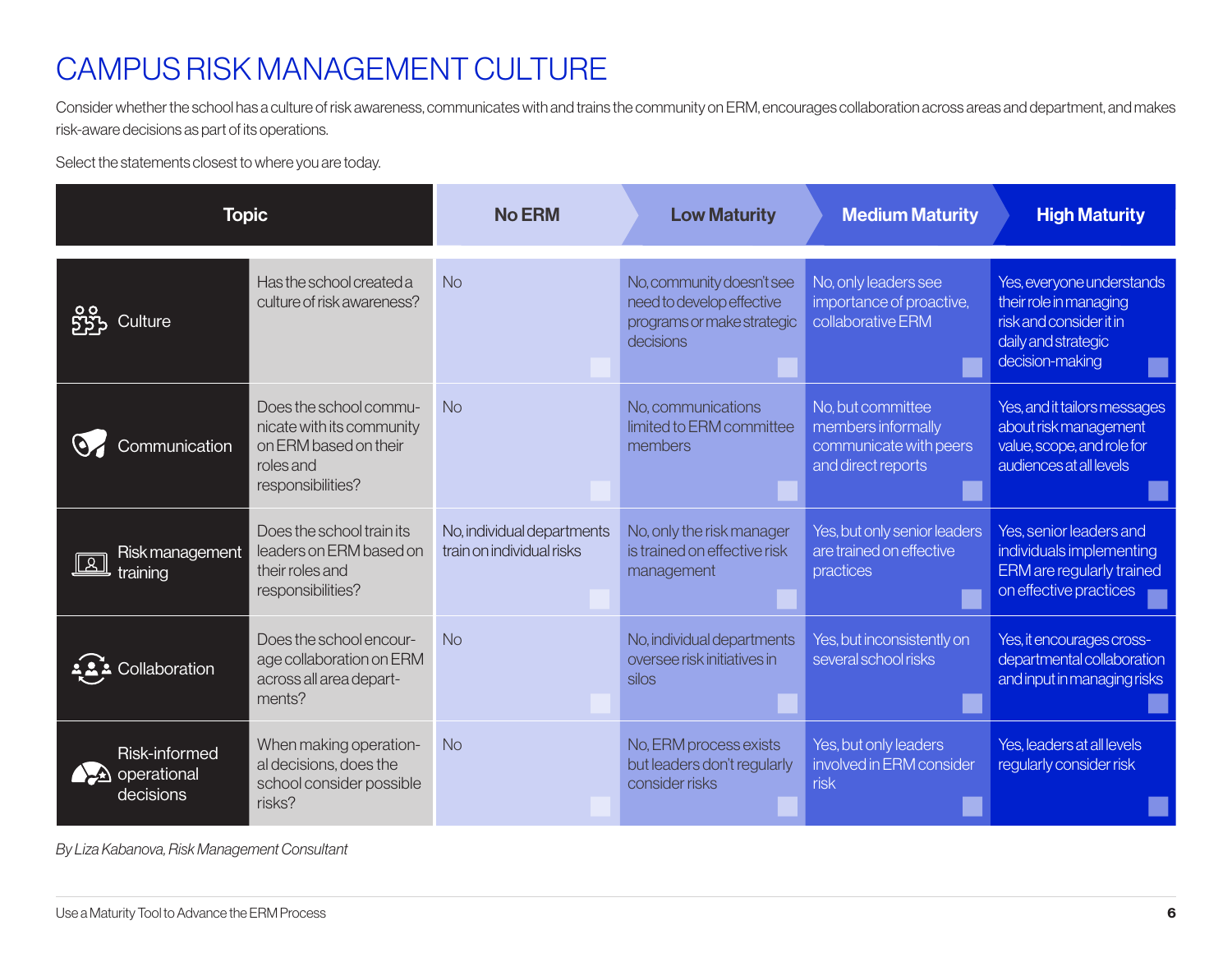# CAMPUS RISK MANAGEMENT CULTURE

Consider whether the school has a culture of risk awareness, communicates with and trains the community on ERM, encourages collaboration across areas and department, and makes risk-aware decisions as part of its operations.

Select the statements closest to where you are today.

| Topic | | No ERM | Low Maturity | Medium Maturity | High Maturity |
|---|---|---|---|---|---|
| Culture | Has the school created a culture of risk awareness? | No | No, community doesn't see need to develop effective programs or make strategic decisions | No, only leaders see importance of proactive, collaborative ERM | Yes, everyone understands their role in managing risk and consider it in daily and strategic decision-making |
| Communication | Does the school communicate with its community on ERM based on their roles and responsibilities? | No | No, communications limited to ERM committee members | No, but committee members informally communicate with peers and direct reports | Yes, and it tailors messages about risk management value, scope, and role for audiences at all levels |
| Risk management training | Does the school train its leaders on ERM based on their roles and responsibilities? | No, individual departments train on individual risks | No, only the risk manager is trained on effective risk management | Yes, but only senior leaders are trained on effective practices | Yes, senior leaders and individuals implementing ERM are regularly trained on effective practices |
| Collaboration | Does the school encourage collaboration on ERM across all area departments? | No | No, individual departments oversee risk initiatives in silos | Yes, but inconsistently on several school risks | Yes, it encourages cross-departmental collaboration and input in managing risks |
| Risk-informed operational decisions | When making operational decisions, does the school consider possible risks? | No | No, ERM process exists but leaders don't regularly consider risks | Yes, but only leaders involved in ERM consider risk | Yes, leaders at all levels regularly consider risk |

*By Liza Kabanova, Risk Management Consultant*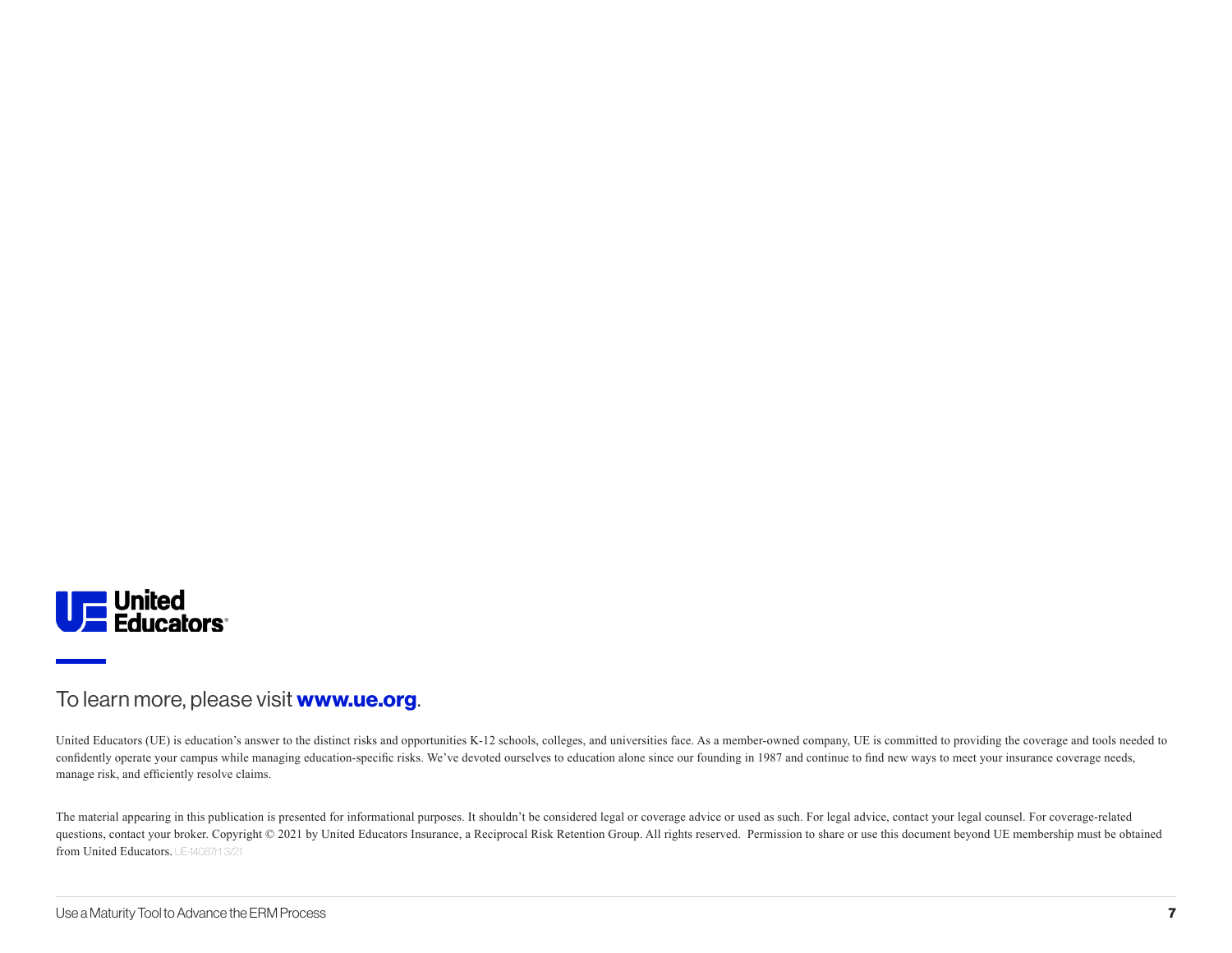United Educators

To learn more, please visit **www.ue.org**.

United Educators (UE) is education's answer to the distinct risks and opportunities K-12 schools, colleges, and universities face. As a member-owned company, UE is committed to providing the coverage and tools needed to confidently operate your campus while managing education-specific risks. We've devoted ourselves to education alone since our founding in 1987 and continue to find new ways to meet your insurance coverage needs, manage risk, and efficiently resolve claims.

The material appearing in this publication is presented for informational purposes. It shouldn't be considered legal or coverage advice or used as such. For legal advice, contact your legal counsel. For coverage-related questions, contact your broker. Copyright © 2021 by United Educators Insurance, a Reciprocal Risk Retention Group. All rights reserved. Permission to share or use this document beyond UE membership must be obtained from United Educators. UE-114087r1 3/21